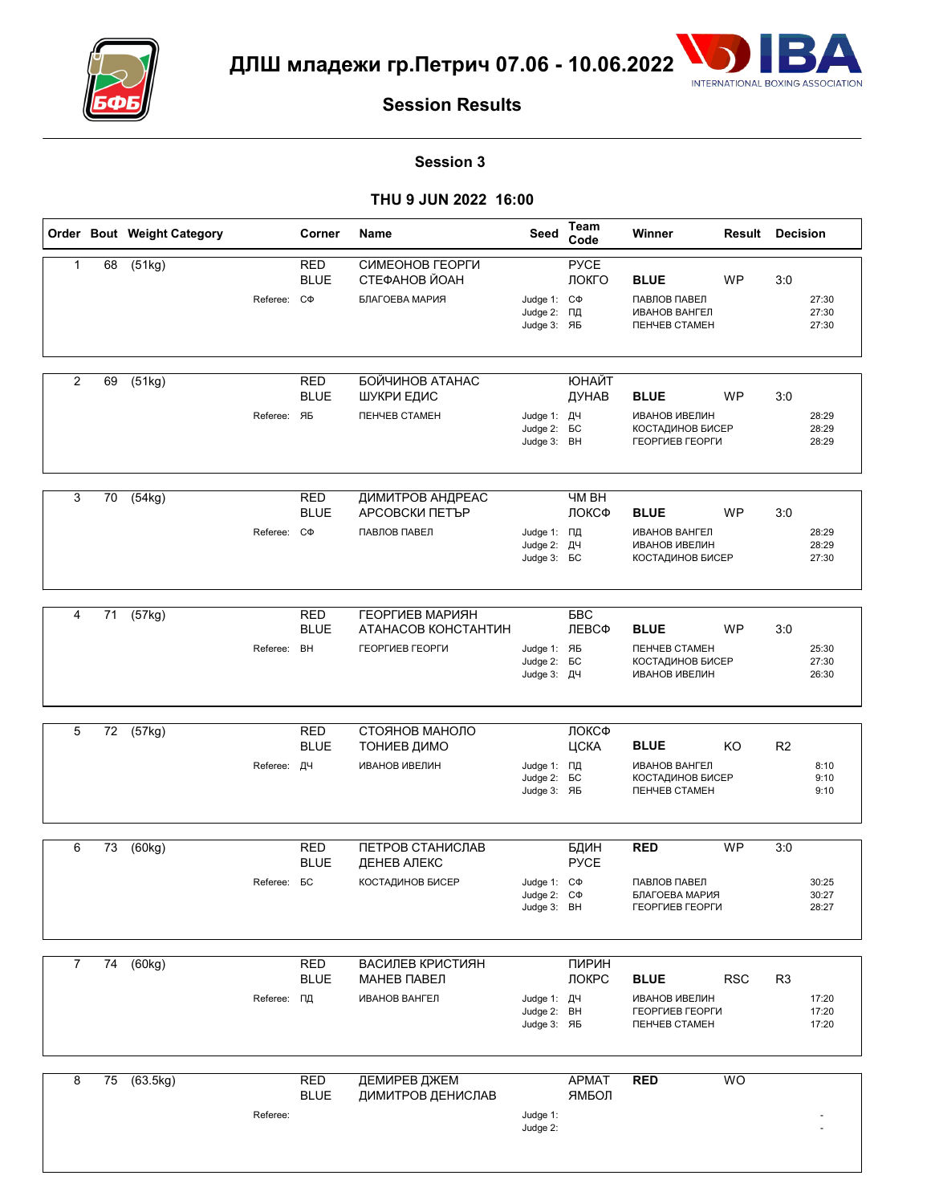# ДЛШ младежи гр.Петрич 07.06 - 10.06.2022

## Session Results

### Session 3

### THU 9 JUN 2022 16:00

| Order | Bout | Weight Category | Corner | Name | Seed | Team Code | Winner | Result | Decision |
|---|---|---|---|---|---|---|---|---|---|
| 1 | 68 | (51kg) | RED | СИМЕОНОВ ГЕОРГИ | | РУСЕ | | | |
| | | | BLUE | СТЕФАНОВ ЙОАН | | ЛОКГО | **BLUE** | WP | 3:0 |
| | | Referee: | СФ | БЛАГОЕВА МАРИЯ | Judge 1: | СФ | ПАВЛОВ ПАВЕЛ | | 27:30 |
| | | | | | Judge 2: | ПД | ИВАНОВ ВАНГЕЛ | | 27:30 |
| | | | | | Judge 3: | ЯБ | ПЕНЧЕВ СТАМЕН | | 27:30 |
| 2 | 69 | (51kg) | RED | БОЙЧИНОВ АТАНАС | | ЮНАЙТ | | | |
| | | | BLUE | ШУКРИ ЕДИС | | ДУНАВ | **BLUE** | WP | 3:0 |
| | | Referee: | ЯБ | ПЕНЧЕВ СТАМЕН | Judge 1: | ДЧ | ИВАНОВ ИВЕЛИН | | 28:29 |
| | | | | | Judge 2: | БС | КОСТАДИНОВ БИСЕР | | 28:29 |
| | | | | | Judge 3: | ВН | ГЕОРГИЕВ ГЕОРГИ | | 28:29 |
| 3 | 70 | (54kg) | RED | ДИМИТРОВ АНДРЕАС | | ЧМ ВН | | | |
| | | | BLUE | АРСОВСКИ ПЕТЪР | | ЛОКСФ | **BLUE** | WP | 3:0 |
| | | Referee: | СФ | ПАВЛОВ ПАВЕЛ | Judge 1: | ПД | ИВАНОВ ВАНГЕЛ | | 28:29 |
| | | | | | Judge 2: | ДЧ | ИВАНОВ ИВЕЛИН | | 28:29 |
| | | | | | Judge 3: | БС | КОСТАДИНОВ БИСЕР | | 27:30 |
| 4 | 71 | (57kg) | RED | ГЕОРГИЕВ МАРИЯН | | БВС | | | |
| | | | BLUE | АТАНАСОВ КОНСТАНТИН | | ЛЕВСФ | **BLUE** | WP | 3:0 |
| | | Referee: | ВН | ГЕОРГИЕВ ГЕОРГИ | Judge 1: | ЯБ | ПЕНЧЕВ СТАМЕН | | 25:30 |
| | | | | | Judge 2: | БС | КОСТАДИНОВ БИСЕР | | 27:30 |
| | | | | | Judge 3: | ДЧ | ИВАНОВ ИВЕЛИН | | 26:30 |
| 5 | 72 | (57kg) | RED | СТОЯНОВ МАНОЛО | | ЛОКСФ | | | |
| | | | BLUE | ТОНИЕВ ДИМО | | ЦСКА | **BLUE** | KO | R2 |
| | | Referee: | ДЧ | ИВАНОВ ИВЕЛИН | Judge 1: | ПД | ИВАНОВ ВАНГЕЛ | | 8:10 |
| | | | | | Judge 2: | БС | КОСТАДИНОВ БИСЕР | | 9:10 |
| | | | | | Judge 3: | ЯБ | ПЕНЧЕВ СТАМЕН | | 9:10 |
| 6 | 73 | (60kg) | RED | ПЕТРОВ СТАНИСЛАВ | | БДИН | **RED** | WP | 3:0 |
| | | | BLUE | ДЕНЕВ АЛЕКС | | РУСЕ | | | |
| | | Referee: | БС | КОСТАДИНОВ БИСЕР | Judge 1: | СФ | ПАВЛОВ ПАВЕЛ | | 30:25 |
| | | | | | Judge 2: | СФ | БЛАГОЕВА МАРИЯ | | 30:27 |
| | | | | | Judge 3: | ВН | ГЕОРГИЕВ ГЕОРГИ | | 28:27 |
| 7 | 74 | (60kg) | RED | ВАСИЛЕВ КРИСТИЯН | | ПИРИН | | | |
| | | | BLUE | МАНЕВ ПАВЕЛ | | ЛОКРС | **BLUE** | RSC | R3 |
| | | Referee: | ПД | ИВАНОВ ВАНГЕЛ | Judge 1: | ДЧ | ИВАНОВ ИВЕЛИН | | 17:20 |
| | | | | | Judge 2: | ВН | ГЕОРГИЕВ ГЕОРГИ | | 17:20 |
| | | | | | Judge 3: | ЯБ | ПЕНЧЕВ СТАМЕН | | 17:20 |
| 8 | 75 | (63.5kg) | RED | ДЕМИРЕВ ДЖЕМ | | АРМАТ | **RED** | WO | |
| | | | BLUE | ДИМИТРОВ ДЕНИСЛАВ | | ЯМБОЛ | | | |
| | | Referee: | | | Judge 1: | | | | - |
| | | | | | Judge 2: | | | | - |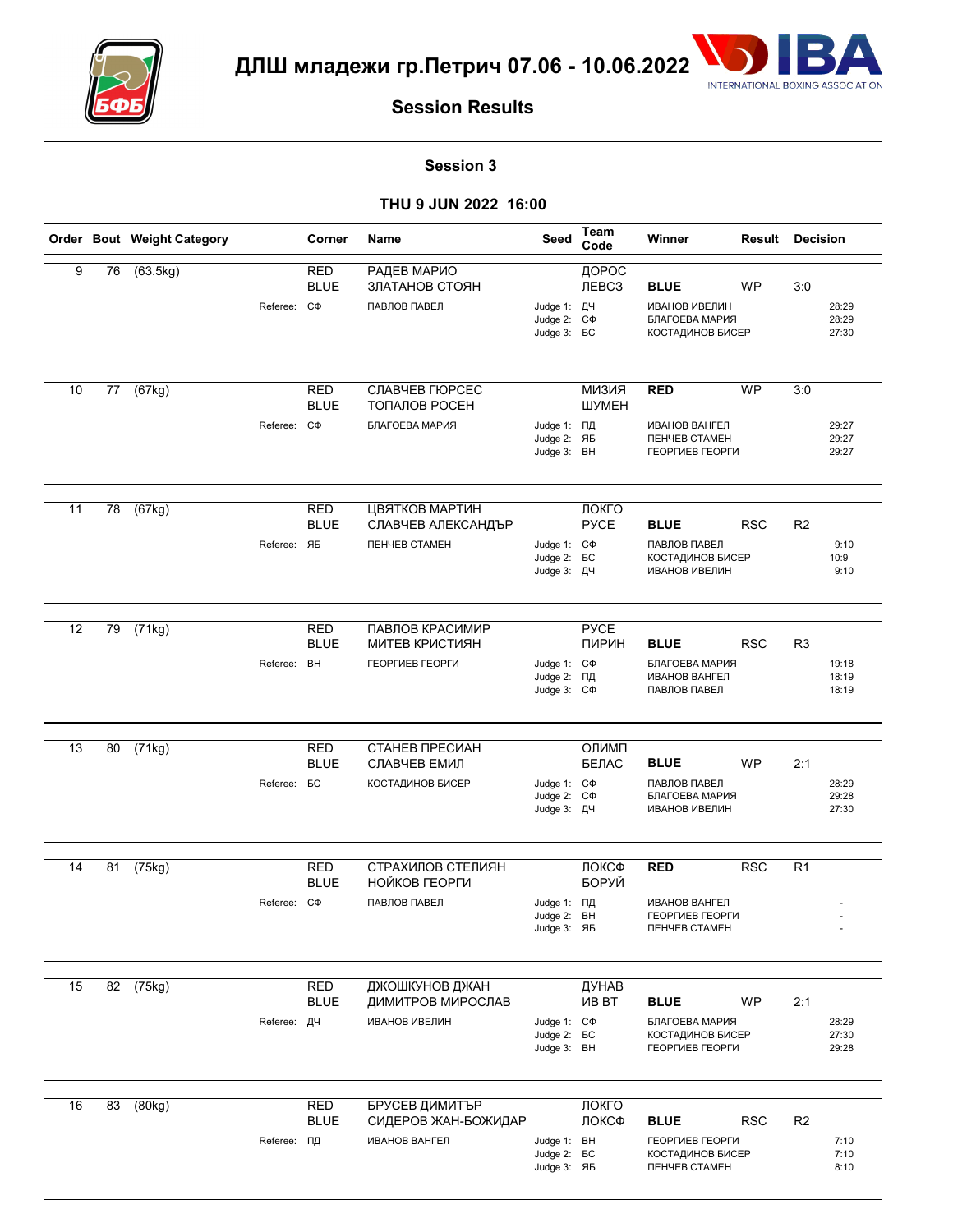# ДЛШ младежи гр.Петрич 07.06 - 10.06.2022

## Session Results

### Session 3

### THU 9 JUN 2022 16:00

| Order | Bout | Weight Category | Corner | Name | Seed | Team Code | Winner | Result | Decision |
|---|---|---|---|---|---|---|---|---|---|
| 9 | 76 | (63.5kg) | RED | РАДЕВ МАРИО | | ДОРОС | | | |
| | | | BLUE | ЗЛАТАНОВ СТОЯН | | ЛЕВСЗ | **BLUE** | WP | 3:0 |
| | | Referee: | СФ | ПАВЛОВ ПАВЕЛ | Judge 1: | ДЧ | ИВАНОВ ИВЕЛИН | | 28:29 |
| | | | | | Judge 2: | СФ | БЛАГОЕВА МАРИЯ | | 28:29 |
| | | | | | Judge 3: | БС | КОСТАДИНОВ БИСЕР | | 27:30 |
| 10 | 77 | (67kg) | RED | СЛАВЧЕВ ГЮРСЕС | | МИЗИЯ | **RED** | WP | 3:0 |
| | | | BLUE | ТОПАЛОВ РОСЕН | | ШУМЕН | | | |
| | | Referee: | СФ | БЛАГОЕВА МАРИЯ | Judge 1: | ПД | ИВАНОВ ВАНГЕЛ | | 29:27 |
| | | | | | Judge 2: | ЯБ | ПЕНЧЕВ СТАМЕН | | 29:27 |
| | | | | | Judge 3: | ВН | ГЕОРГИЕВ ГЕОРГИ | | 29:27 |
| 11 | 78 | (67kg) | RED | ЦВЯТКОВ МАРТИН | | ЛОКГО | | | |
| | | | BLUE | СЛАВЧЕВ АЛЕКСАНДЪР | | РУСЕ | **BLUE** | RSC | R2 |
| | | Referee: | ЯБ | ПЕНЧЕВ СТАМЕН | Judge 1: | СФ | ПАВЛОВ ПАВЕЛ | | 9:10 |
| | | | | | Judge 2: | БС | КОСТАДИНОВ БИСЕР | | 10:9 |
| | | | | | Judge 3: | ДЧ | ИВАНОВ ИВЕЛИН | | 9:10 |
| 12 | 79 | (71kg) | RED | ПАВЛОВ КРАСИМИР | | РУСЕ | | | |
| | | | BLUE | МИТЕВ КРИСТИЯН | | ПИРИН | **BLUE** | RSC | R3 |
| | | Referee: | ВН | ГЕОРГИЕВ ГЕОРГИ | Judge 1: | СФ | БЛАГОЕВА МАРИЯ | | 19:18 |
| | | | | | Judge 2: | ПД | ИВАНОВ ВАНГЕЛ | | 18:19 |
| | | | | | Judge 3: | СФ | ПАВЛОВ ПАВЕЛ | | 18:19 |
| 13 | 80 | (71kg) | RED | СТАНЕВ ПРЕСИАН | | ОЛИМП | | | |
| | | | BLUE | СЛАВЧЕВ ЕМИЛ | | БЕЛАС | **BLUE** | WP | 2:1 |
| | | Referee: | БС | КОСТАДИНОВ БИСЕР | Judge 1: | СФ | ПАВЛОВ ПАВЕЛ | | 28:29 |
| | | | | | Judge 2: | СФ | БЛАГОЕВА МАРИЯ | | 29:28 |
| | | | | | Judge 3: | ДЧ | ИВАНОВ ИВЕЛИН | | 27:30 |
| 14 | 81 | (75kg) | RED | СТРАХИЛОВ СТЕЛИЯН | | ЛОКСФ | **RED** | RSC | R1 |
| | | | BLUE | НОЙКОВ ГЕОРГИ | | БОРУЙ | | | |
| | | Referee: | СФ | ПАВЛОВ ПАВЕЛ | Judge 1: | ПД | ИВАНОВ ВАНГЕЛ | | - |
| | | | | | Judge 2: | ВН | ГЕОРГИЕВ ГЕОРГИ | | - |
| | | | | | Judge 3: | ЯБ | ПЕНЧЕВ СТАМЕН | | - |
| 15 | 82 | (75kg) | RED | ДЖОШКУНОВ ДЖАН | | ДУНАВ | | | |
| | | | BLUE | ДИМИТРОВ МИРОСЛАВ | | ИВ ВТ | **BLUE** | WP | 2:1 |
| | | Referee: | ДЧ | ИВАНОВ ИВЕЛИН | Judge 1: | СФ | БЛАГОЕВА МАРИЯ | | 28:29 |
| | | | | | Judge 2: | БС | КОСТАДИНОВ БИСЕР | | 27:30 |
| | | | | | Judge 3: | ВН | ГЕОРГИЕВ ГЕОРГИ | | 29:28 |
| 16 | 83 | (80kg) | RED | БРУСЕВ ДИМИТЪР | | ЛОКГО | | | |
| | | | BLUE | СИДЕРОВ ЖАН-БОЖИДАР | | ЛОКСФ | **BLUE** | RSC | R2 |
| | | Referee: | ПД | ИВАНОВ ВАНГЕЛ | Judge 1: | ВН | ГЕОРГИЕВ ГЕОРГИ | | 7:10 |
| | | | | | Judge 2: | БС | КОСТАДИНОВ БИСЕР | | 7:10 |
| | | | | | Judge 3: | ЯБ | ПЕНЧЕВ СТАМЕН | | 8:10 |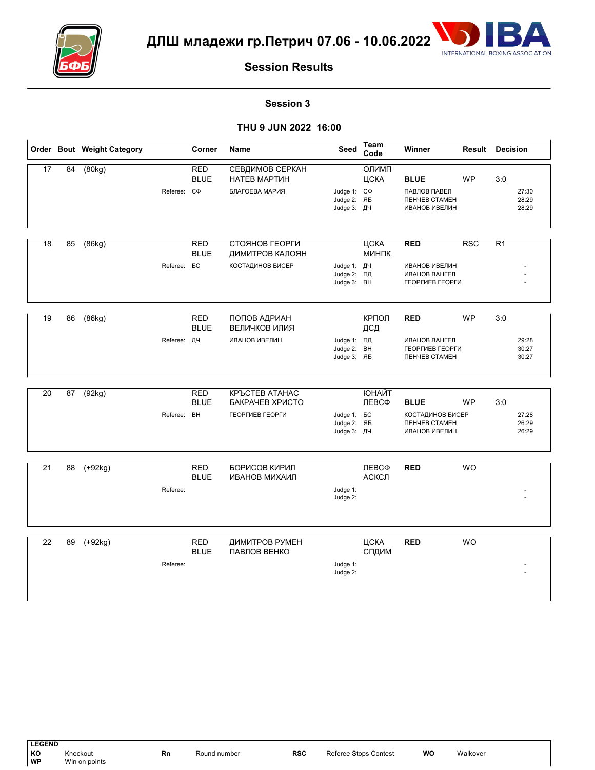# ДЛШ младежи гр.Петрич 07.06 - 10.06.2022

## Session Results

### Session 3

### THU 9 JUN 2022 16:00

| Order | Bout | Weight Category | Corner | Name | Seed | Team Code | Winner | Result | Decision |
|---|---|---|---|---|---|---|---|---|---|
| 17 | 84 | (80kg) | RED | СЕВДИМОВ СЕРКАН | | ОЛИМП | | | |
| | | | BLUE | НАТЕВ МАРТИН | | ЦСКА | **BLUE** | WP | 3:0 |
| | | Referee: | СФ | БЛАГОЕВА МАРИЯ | Judge 1: | СФ | ПАВЛОВ ПАВЕЛ | | 27:30 |
| | | | | | Judge 2: | ЯБ | ПЕНЧЕВ СТАМЕН | | 28:29 |
| | | | | | Judge 3: | ДЧ | ИВАНОВ ИВЕЛИН | | 28:29 |
| 18 | 85 | (86kg) | RED | СТОЯНОВ ГЕОРГИ | | ЦСКА | **RED** | RSC | R1 |
| | | | BLUE | ДИМИТРОВ КАЛОЯН | | МИНПК | | | |
| | | Referee: | БС | КОСТАДИНОВ БИСЕР | Judge 1: | ДЧ | ИВАНОВ ИВЕЛИН | | - |
| | | | | | Judge 2: | ПД | ИВАНОВ ВАНГЕЛ | | - |
| | | | | | Judge 3: | ВН | ГЕОРГИЕВ ГЕОРГИ | | - |
| 19 | 86 | (86kg) | RED | ПОПОВ АДРИАН | | КРПОЛ | **RED** | WP | 3:0 |
| | | | BLUE | ВЕЛИЧКОВ ИЛИЯ | | ДСД | | | |
| | | Referee: | ДЧ | ИВАНОВ ИВЕЛИН | Judge 1: | ПД | ИВАНОВ ВАНГЕЛ | | 29:28 |
| | | | | | Judge 2: | ВН | ГЕОРГИЕВ ГЕОРГИ | | 30:27 |
| | | | | | Judge 3: | ЯБ | ПЕНЧЕВ СТАМЕН | | 30:27 |
| 20 | 87 | (92kg) | RED | КРЪСТЕВ АТАНАС | | ЮНАЙТ | | | |
| | | | BLUE | БАКРАЧЕВ ХРИСТО | | ЛЕВСФ | **BLUE** | WP | 3:0 |
| | | Referee: | ВН | ГЕОРГИЕВ ГЕОРГИ | Judge 1: | БС | КОСТАДИНОВ БИСЕР | | 27:28 |
| | | | | | Judge 2: | ЯБ | ПЕНЧЕВ СТАМЕН | | 26:29 |
| | | | | | Judge 3: | ДЧ | ИВАНОВ ИВЕЛИН | | 26:29 |
| 21 | 88 | (+92kg) | RED | БОРИСОВ КИРИЛ | | ЛЕВСФ | **RED** | WO | |
| | | | BLUE | ИВАНОВ МИХАИЛ | | АСКСЛ | | | |
| | | Referee: | | | Judge 1: | | | | - |
| | | | | | Judge 2: | | | | - |
| 22 | 89 | (+92kg) | RED | ДИМИТРОВ РУМЕН | | ЦСКА | **RED** | WO | |
| | | | BLUE | ПАВЛОВ ВЕНКО | | СПДИМ | | | |
| | | Referee: | | | Judge 1: | | | | - |
| | | | | | Judge 2: | | | | - |

**LEGEND**

| | | | | | | | |
|---|---|---|---|---|---|---|---|
| **KO** | Knockout | **Rn** | Round number | **RSC** | Referee Stops Contest | **WO** | Walkover |
| **WP** | Win on points | | | | | | |